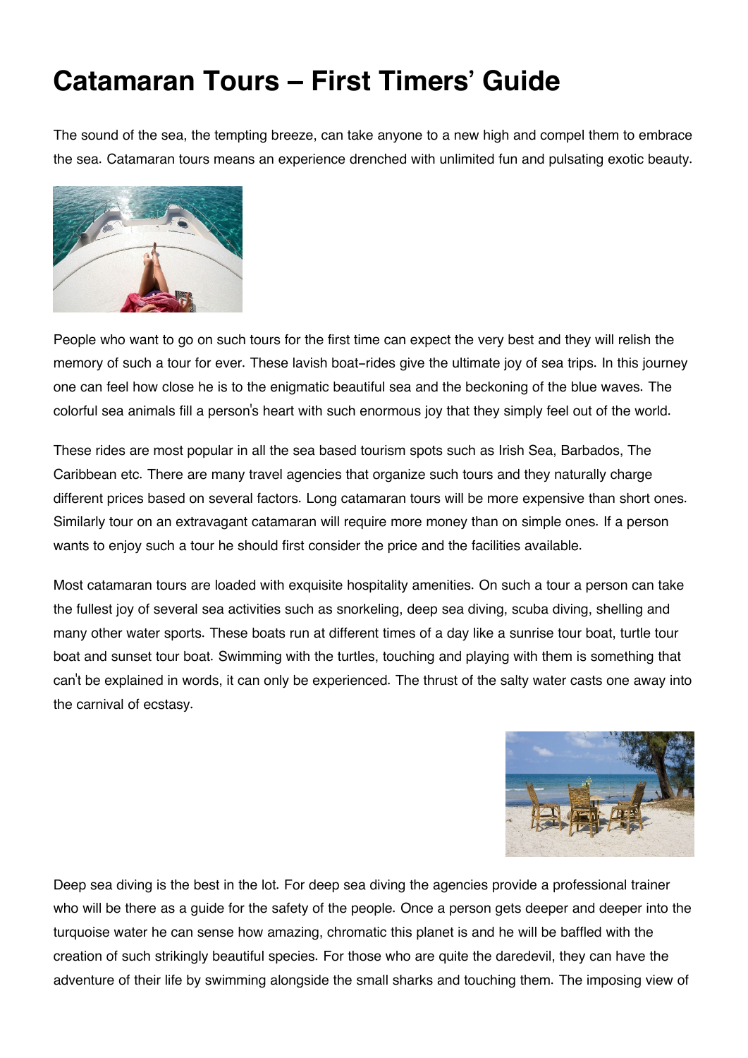# Catamaran Tours – First Timers' Guide

The sound of the sea, the tempting breeze, can take anyone to a new high and compel them to embrace the sea. Catamaran tours means an experience drenched with unlimited fun and pulsating exotic beauty.

People who want to go on such tours for the first time can expect the very best and they will relish the memory of such a tour for ever. These lavish boat-rides give the ultimate joy of sea trips. In this journey one can feel how close he is to the enigmatic beautiful sea and the beckoning of the blue waves. The colorful sea animals fill a person's heart with such enormous joy that they simply feel out of the world.

These rides are most popular in all the sea based tourism spots such as Irish Sea, Barbados, The Caribbean etc. There are many travel agencies that organize such tours and they naturally charge different prices based on several factors. Long catamaran tours will be more expensive than short ones. Similarly tour on an extravagant catamaran will require more money than on simple ones. If a person wants to enjoy such a tour he should first consider the price and the facilities available.

Most catamaran tours are loaded with exquisite hospitality amenities. On such a tour a person can take the fullest joy of several sea activities such as snorkeling, deep sea diving, scuba diving, shelling and many other water sports. These boats run at different times of a day like a sunrise tour boat, turtle tour boat and sunset tour boat. Swimming with the turtles, touching and playing with them is something that can't be explained in words, it can only be experienced. The thrust of the salty water casts one away into the carnival of ecstasy.

Deep sea diving is the best in the lot. For deep sea diving the agencies provide a professional trainer who will be there as a guide for the safety of the people. Once a person gets deeper and deeper into the turquoise water he can sense how amazing, chromatic this planet is and he will be baffled with the creation of such strikingly beautiful species. For those who are quite the daredevil, they can have the adventure of their life by swimming alongside the small sharks and touching them. The imposing view of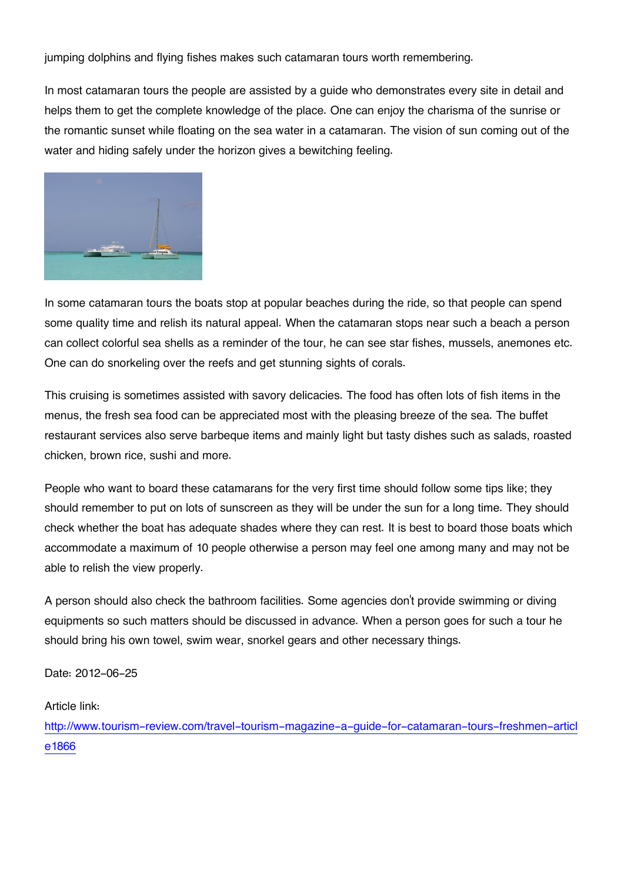jumping dolphins and flying fishes makes such catamaran tours worth remembering.

In most catamaran tours the people are assisted by a guide who demonstrates every site in detail and helps them to get the complete knowledge of the place. One can enjoy the charisma of the sunrise or the romantic sunset while floating on the sea water in a catamaran. The vision of sun coming out of the water and hiding safely under the horizon gives a bewitching feeling.

In some catamaran tours the boats stop at popular beaches during the ride, so that people can spend some quality time and relish its natural appeal. When the catamaran stops near such a beach a person can collect colorful sea shells as a reminder of the tour, he can see star fishes, mussels, anemones etc. One can do snorkeling over the reefs and get stunning sights of corals.

This cruising is sometimes assisted with savory delicacies. The food has often lots of fish items in the menus, the fresh sea food can be appreciated most with the pleasing breeze of the sea. The buffet restaurant services also serve barbeque items and mainly light but tasty dishes such as salads, roasted chicken, brown rice, sushi and more.

People who want to board these catamarans for the very first time should follow some tips like; they should remember to put on lots of sunscreen as they will be under the sun for a long time. They should check whether the boat has adequate shades where they can rest. It is best to board those boats which accommodate a maximum of 10 people otherwise a person may feel one among many and may not be able to relish the view properly.

A person should also check the bathroom facilities. Some agencies don't provide swimming or diving equipments so such matters should be discussed in advance. When a person goes for such a tour he should bring his own towel, swim wear, snorkel gears and other necessary things.

Date: 2012-06-25

Article link:
[http://www.tourism-review.com/travel-tourism-magazine-a-guide-for-catamaran-tours-freshmen-article1866](http://www.tourism-review.com/travel-tourism-magazine-a-guide-for-catamaran-tours-freshmen-article1866)